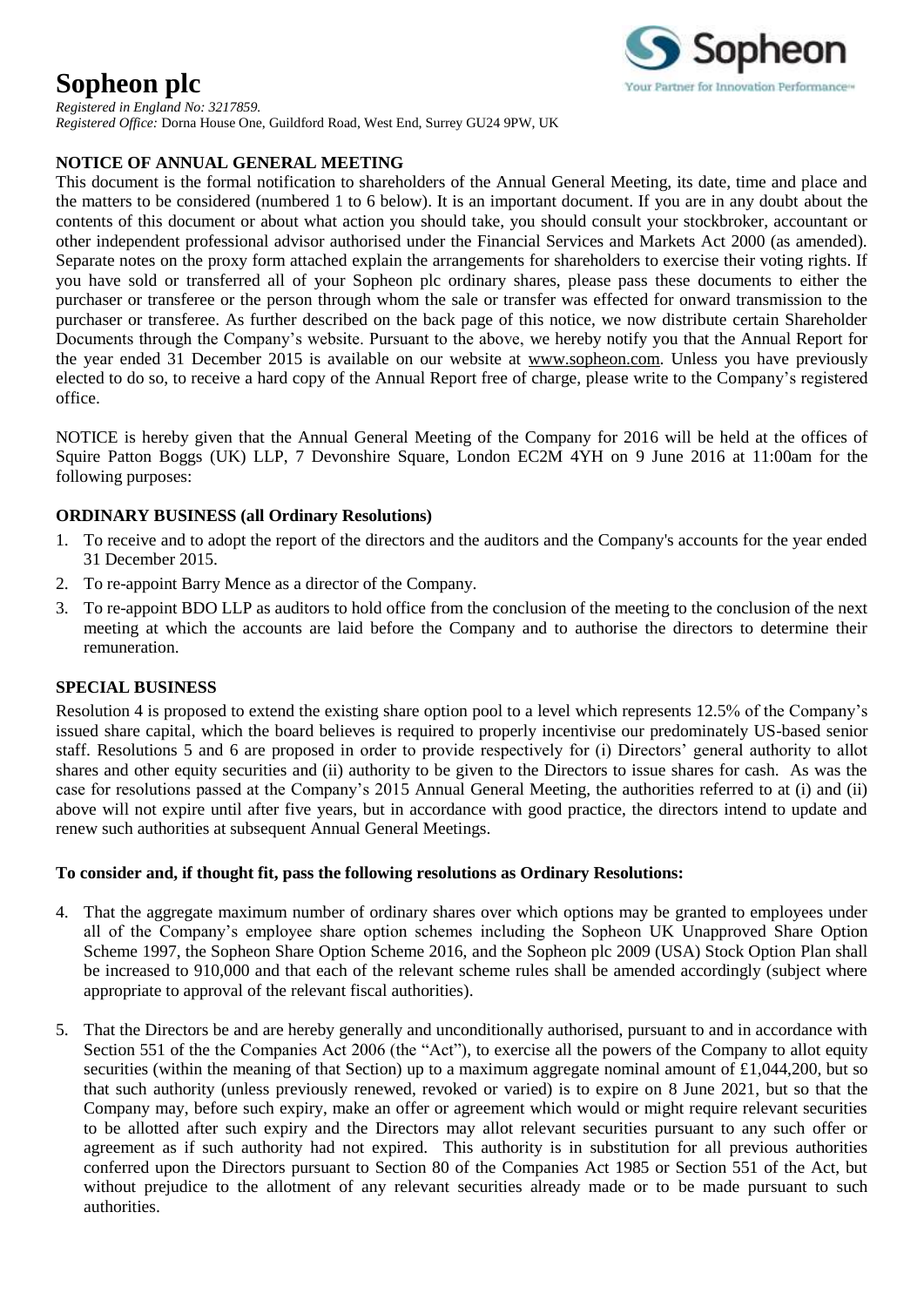# Sopheon plc

*Registered in England No: 3217859.*
*Registered Office:* Dorna House One, Guildford Road, West End, Surrey GU24 9PW, UK

## NOTICE OF ANNUAL GENERAL MEETING

This document is the formal notification to shareholders of the Annual General Meeting, its date, time and place and the matters to be considered (numbered 1 to 6 below). It is an important document. If you are in any doubt about the contents of this document or about what action you should take, you should consult your stockbroker, accountant or other independent professional advisor authorised under the Financial Services and Markets Act 2000 (as amended). Separate notes on the proxy form attached explain the arrangements for shareholders to exercise their voting rights. If you have sold or transferred all of your Sopheon plc ordinary shares, please pass these documents to either the purchaser or transferee or the person through whom the sale or transfer was effected for onward transmission to the purchaser or transferee. As further described on the back page of this notice, we now distribute certain Shareholder Documents through the Company's website. Pursuant to the above, we hereby notify you that the Annual Report for the year ended 31 December 2015 is available on our website at www.sopheon.com. Unless you have previously elected to do so, to receive a hard copy of the Annual Report free of charge, please write to the Company's registered office.

NOTICE is hereby given that the Annual General Meeting of the Company for 2016 will be held at the offices of Squire Patton Boggs (UK) LLP, 7 Devonshire Square, London EC2M 4YH on 9 June 2016 at 11:00am for the following purposes:

### ORDINARY BUSINESS (all Ordinary Resolutions)

1. To receive and to adopt the report of the directors and the auditors and the Company's accounts for the year ended 31 December 2015.
2. To re-appoint Barry Mence as a director of the Company.
3. To re-appoint BDO LLP as auditors to hold office from the conclusion of the meeting to the conclusion of the next meeting at which the accounts are laid before the Company and to authorise the directors to determine their remuneration.

### SPECIAL BUSINESS

Resolution 4 is proposed to extend the existing share option pool to a level which represents 12.5% of the Company's issued share capital, which the board believes is required to properly incentivise our predominately US-based senior staff. Resolutions 5 and 6 are proposed in order to provide respectively for (i) Directors' general authority to allot shares and other equity securities and (ii) authority to be given to the Directors to issue shares for cash. As was the case for resolutions passed at the Company's 2015 Annual General Meeting, the authorities referred to at (i) and (ii) above will not expire until after five years, but in accordance with good practice, the directors intend to update and renew such authorities at subsequent Annual General Meetings.

**To consider and, if thought fit, pass the following resolutions as Ordinary Resolutions:**

4. That the aggregate maximum number of ordinary shares over which options may be granted to employees under all of the Company's employee share option schemes including the Sopheon UK Unapproved Share Option Scheme 1997, the Sopheon Share Option Scheme 2016, and the Sopheon plc 2009 (USA) Stock Option Plan shall be increased to 910,000 and that each of the relevant scheme rules shall be amended accordingly (subject where appropriate to approval of the relevant fiscal authorities).

5. That the Directors be and are hereby generally and unconditionally authorised, pursuant to and in accordance with Section 551 of the the Companies Act 2006 (the "Act"), to exercise all the powers of the Company to allot equity securities (within the meaning of that Section) up to a maximum aggregate nominal amount of £1,044,200, but so that such authority (unless previously renewed, revoked or varied) is to expire on 8 June 2021, but so that the Company may, before such expiry, make an offer or agreement which would or might require relevant securities to be allotted after such expiry and the Directors may allot relevant securities pursuant to any such offer or agreement as if such authority had not expired. This authority is in substitution for all previous authorities conferred upon the Directors pursuant to Section 80 of the Companies Act 1985 or Section 551 of the Act, but without prejudice to the allotment of any relevant securities already made or to be made pursuant to such authorities.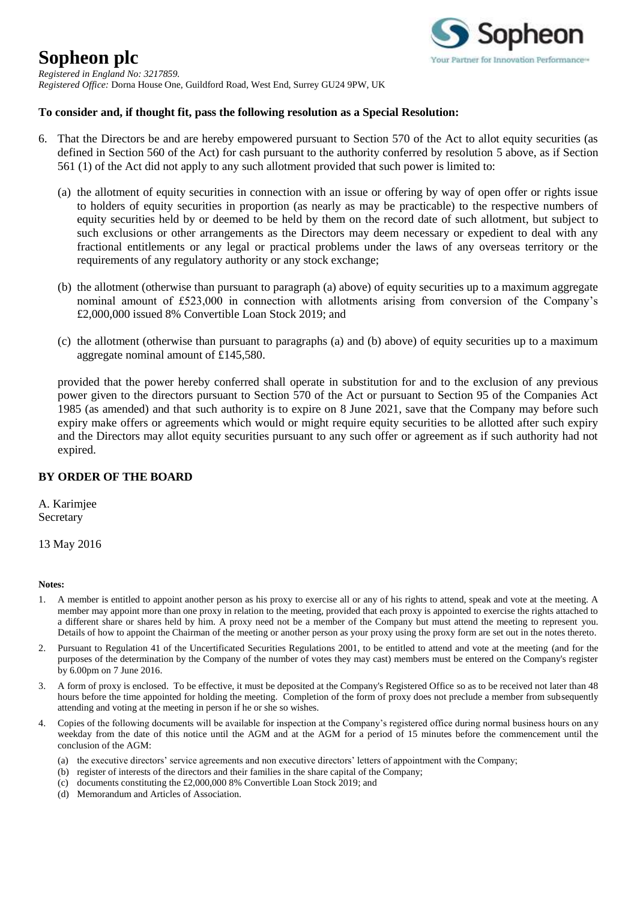# Sopheon plc

*Registered in England No: 3217859.*
*Registered Office:* Dorna House One, Guildford Road, West End, Surrey GU24 9PW, UK

**To consider and, if thought fit, pass the following resolution as a Special Resolution:**

6. That the Directors be and are hereby empowered pursuant to Section 570 of the Act to allot equity securities (as defined in Section 560 of the Act) for cash pursuant to the authority conferred by resolution 5 above, as if Section 561 (1) of the Act did not apply to any such allotment provided that such power is limited to:

   (a) the allotment of equity securities in connection with an issue or offering by way of open offer or rights issue to holders of equity securities in proportion (as nearly as may be practicable) to the respective numbers of equity securities held by or deemed to be held by them on the record date of such allotment, but subject to such exclusions or other arrangements as the Directors may deem necessary or expedient to deal with any fractional entitlements or any legal or practical problems under the laws of any overseas territory or the requirements of any regulatory authority or any stock exchange;

   (b) the allotment (otherwise than pursuant to paragraph (a) above) of equity securities up to a maximum aggregate nominal amount of £523,000 in connection with allotments arising from conversion of the Company's £2,000,000 issued 8% Convertible Loan Stock 2019; and

   (c) the allotment (otherwise than pursuant to paragraphs (a) and (b) above) of equity securities up to a maximum aggregate nominal amount of £145,580.

   provided that the power hereby conferred shall operate in substitution for and to the exclusion of any previous power given to the directors pursuant to Section 570 of the Act or pursuant to Section 95 of the Companies Act 1985 (as amended) and that such authority is to expire on 8 June 2021, save that the Company may before such expiry make offers or agreements which would or might require equity securities to be allotted after such expiry and the Directors may allot equity securities pursuant to any such offer or agreement as if such authority had not expired.

## BY ORDER OF THE BOARD

A. Karimjee
Secretary

13 May 2016

**Notes:**

1. A member is entitled to appoint another person as his proxy to exercise all or any of his rights to attend, speak and vote at the meeting. A member may appoint more than one proxy in relation to the meeting, provided that each proxy is appointed to exercise the rights attached to a different share or shares held by him. A proxy need not be a member of the Company but must attend the meeting to represent you. Details of how to appoint the Chairman of the meeting or another person as your proxy using the proxy form are set out in the notes thereto.
2. Pursuant to Regulation 41 of the Uncertificated Securities Regulations 2001, to be entitled to attend and vote at the meeting (and for the purposes of the determination by the Company of the number of votes they may cast) members must be entered on the Company's register by 6.00pm on 7 June 2016.
3. A form of proxy is enclosed. To be effective, it must be deposited at the Company's Registered Office so as to be received not later than 48 hours before the time appointed for holding the meeting. Completion of the form of proxy does not preclude a member from subsequently attending and voting at the meeting in person if he or she so wishes.
4. Copies of the following documents will be available for inspection at the Company's registered office during normal business hours on any weekday from the date of this notice until the AGM and at the AGM for a period of 15 minutes before the commencement until the conclusion of the AGM:
   (a) the executive directors' service agreements and non executive directors' letters of appointment with the Company;
   (b) register of interests of the directors and their families in the share capital of the Company;
   (c) documents constituting the £2,000,000 8% Convertible Loan Stock 2019; and
   (d) Memorandum and Articles of Association.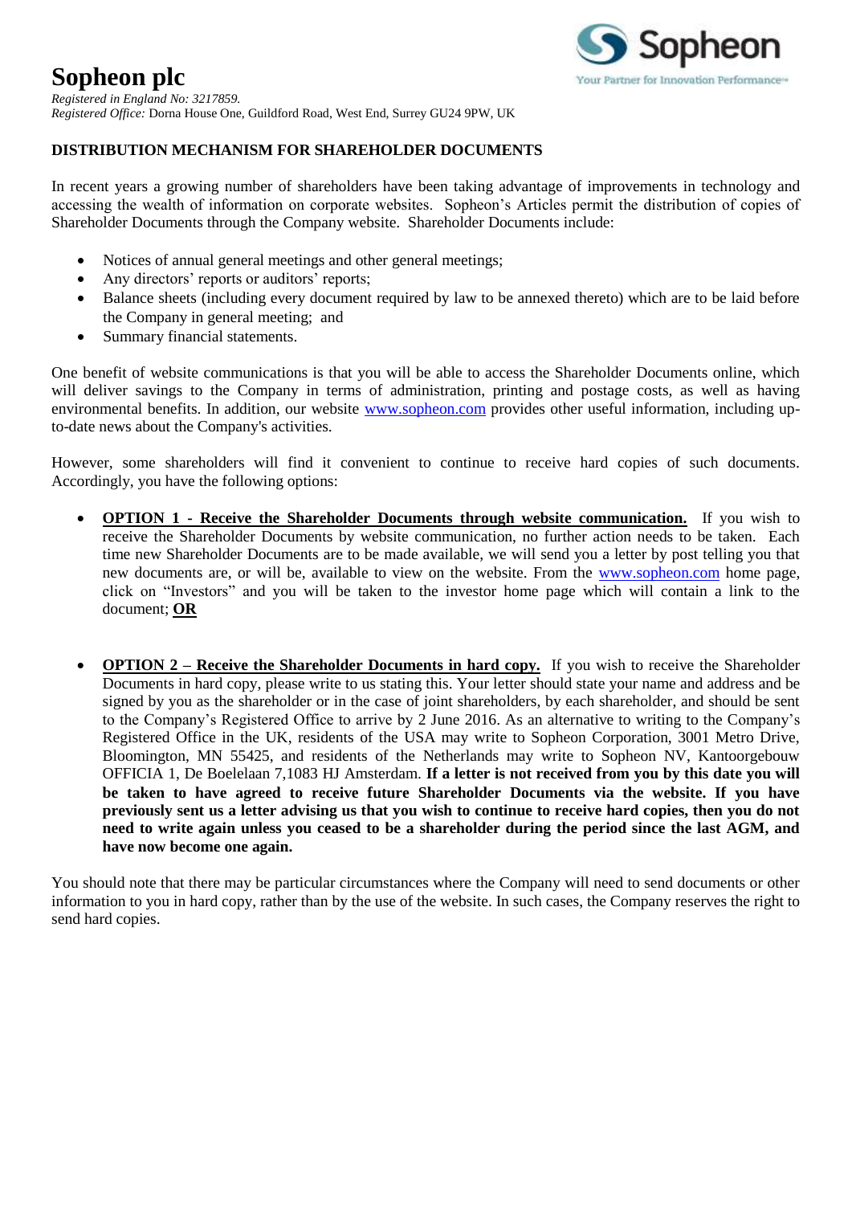# Sopheon plc

*Registered in England No: 3217859.*
*Registered Office:* Dorna House One, Guildford Road, West End, Surrey GU24 9PW, UK

Sopheon
Your Partner for Innovation Performance™

**DISTRIBUTION MECHANISM FOR SHAREHOLDER DOCUMENTS**

In recent years a growing number of shareholders have been taking advantage of improvements in technology and accessing the wealth of information on corporate websites. Sopheon's Articles permit the distribution of copies of Shareholder Documents through the Company website. Shareholder Documents include:

- Notices of annual general meetings and other general meetings;
- Any directors' reports or auditors' reports;
- Balance sheets (including every document required by law to be annexed thereto) which are to be laid before the Company in general meeting; and
- Summary financial statements.

One benefit of website communications is that you will be able to access the Shareholder Documents online, which will deliver savings to the Company in terms of administration, printing and postage costs, as well as having environmental benefits. In addition, our website www.sopheon.com provides other useful information, including up-to-date news about the Company's activities.

However, some shareholders will find it convenient to continue to receive hard copies of such documents. Accordingly, you have the following options:

- **OPTION 1 - Receive the Shareholder Documents through website communication.** If you wish to receive the Shareholder Documents by website communication, no further action needs to be taken. Each time new Shareholder Documents are to be made available, we will send you a letter by post telling you that new documents are, or will be, available to view on the website. From the www.sopheon.com home page, click on "Investors" and you will be taken to the investor home page which will contain a link to the document; **OR**

- **OPTION 2 – Receive the Shareholder Documents in hard copy.** If you wish to receive the Shareholder Documents in hard copy, please write to us stating this. Your letter should state your name and address and be signed by you as the shareholder or in the case of joint shareholders, by each shareholder, and should be sent to the Company's Registered Office to arrive by 2 June 2016. As an alternative to writing to the Company's Registered Office in the UK, residents of the USA may write to Sopheon Corporation, 3001 Metro Drive, Bloomington, MN 55425, and residents of the Netherlands may write to Sopheon NV, Kantoorgebouw OFFICIA 1, De Boelelaan 7,1083 HJ Amsterdam. **If a letter is not received from you by this date you will be taken to have agreed to receive future Shareholder Documents via the website. If you have previously sent us a letter advising us that you wish to continue to receive hard copies, then you do not need to write again unless you ceased to be a shareholder during the period since the last AGM, and have now become one again.**

You should note that there may be particular circumstances where the Company will need to send documents or other information to you in hard copy, rather than by the use of the website. In such cases, the Company reserves the right to send hard copies.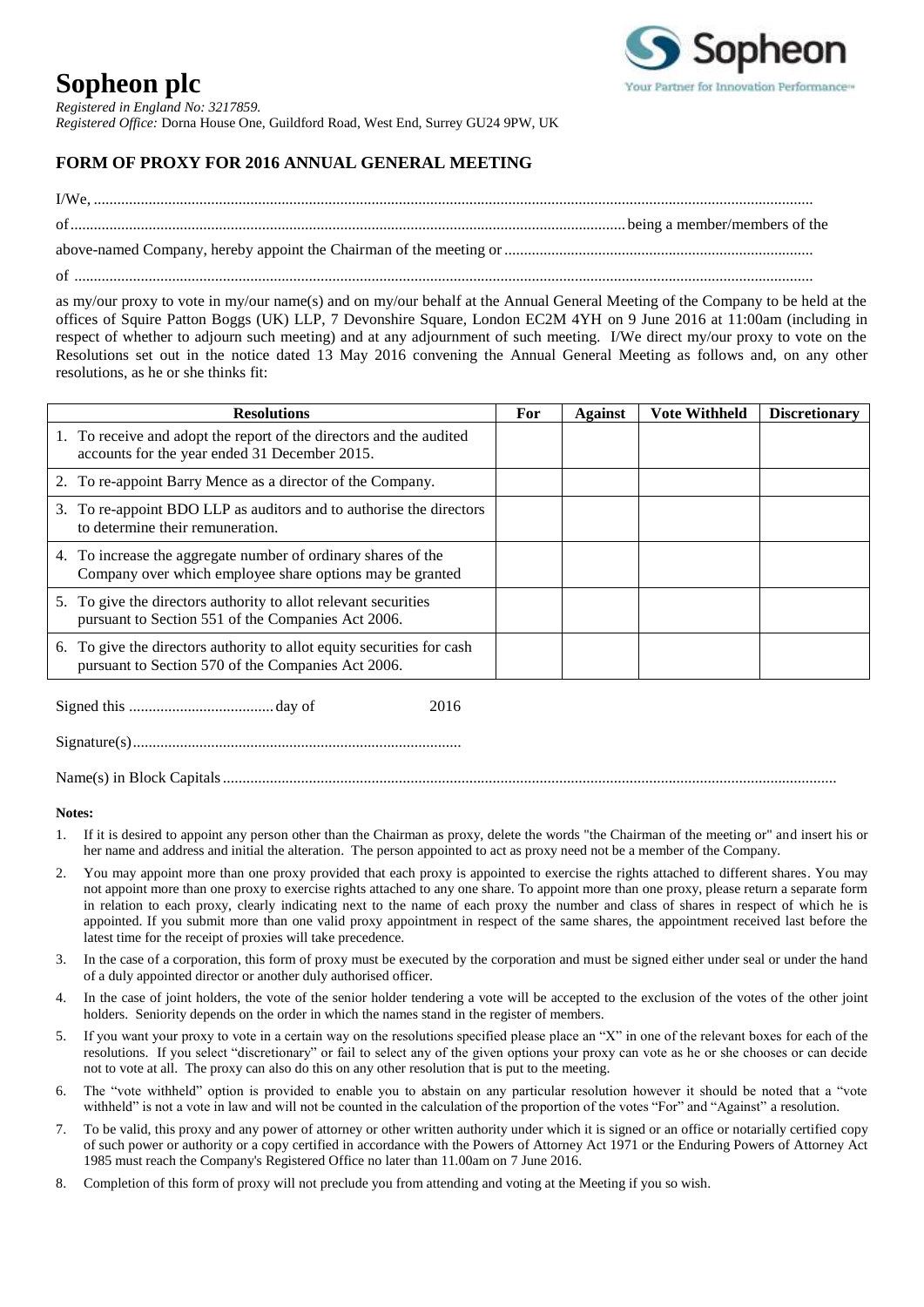# Sopheon plc

*Registered in England No: 3217859.*
*Registered Office:* Dorna House One, Guildford Road, West End, Surrey GU24 9PW, UK

## FORM OF PROXY FOR 2016 ANNUAL GENERAL MEETING

I/We, ..........................................................................................................................................................................

of................................................................................................................................................being a member/members of the

above-named Company, hereby appoint the Chairman of the meeting or ..............................................................................

of ..........................................................................................................................................................................

as my/our proxy to vote in my/our name(s) and on my/our behalf at the Annual General Meeting of the Company to be held at the offices of Squire Patton Boggs (UK) LLP, 7 Devonshire Square, London EC2M 4YH on 9 June 2016 at 11:00am (including in respect of whether to adjourn such meeting) and at any adjournment of such meeting. I/We direct my/our proxy to vote on the Resolutions set out in the notice dated 13 May 2016 convening the Annual General Meeting as follows and, on any other resolutions, as he or she thinks fit:

| Resolutions | For | Against | Vote Withheld | Discretionary |
|---|---|---|---|---|
| 1. To receive and adopt the report of the directors and the audited accounts for the year ended 31 December 2015. | | | | |
| 2. To re-appoint Barry Mence as a director of the Company. | | | | |
| 3. To re-appoint BDO LLP as auditors and to authorise the directors to determine their remuneration. | | | | |
| 4. To increase the aggregate number of ordinary shares of the Company over which employee share options may be granted | | | | |
| 5. To give the directors authority to allot relevant securities pursuant to Section 551 of the Companies Act 2006. | | | | |
| 6. To give the directors authority to allot equity securities for cash pursuant to Section 570 of the Companies Act 2006. | | | | |

Signed this ..................................... day of 2016

Signature(s)...................................................................................

Name(s) in Block Capitals ..........................................................................................................................................................

**Notes:**

1. If it is desired to appoint any person other than the Chairman as proxy, delete the words "the Chairman of the meeting or" and insert his or her name and address and initial the alteration. The person appointed to act as proxy need not be a member of the Company.
2. You may appoint more than one proxy provided that each proxy is appointed to exercise the rights attached to different shares. You may not appoint more than one proxy to exercise rights attached to any one share. To appoint more than one proxy, please return a separate form in relation to each proxy, clearly indicating next to the name of each proxy the number and class of shares in respect of which he is appointed. If you submit more than one valid proxy appointment in respect of the same shares, the appointment received last before the latest time for the receipt of proxies will take precedence.
3. In the case of a corporation, this form of proxy must be executed by the corporation and must be signed either under seal or under the hand of a duly appointed director or another duly authorised officer.
4. In the case of joint holders, the vote of the senior holder tendering a vote will be accepted to the exclusion of the votes of the other joint holders. Seniority depends on the order in which the names stand in the register of members.
5. If you want your proxy to vote in a certain way on the resolutions specified please place an "X" in one of the relevant boxes for each of the resolutions. If you select "discretionary" or fail to select any of the given options your proxy can vote as he or she chooses or can decide not to vote at all. The proxy can also do this on any other resolution that is put to the meeting.
6. The "vote withheld" option is provided to enable you to abstain on any particular resolution however it should be noted that a "vote withheld" is not a vote in law and will not be counted in the calculation of the proportion of the votes "For" and "Against" a resolution.
7. To be valid, this proxy and any power of attorney or other written authority under which it is signed or an office or notarially certified copy of such power or authority or a copy certified in accordance with the Powers of Attorney Act 1971 or the Enduring Powers of Attorney Act 1985 must reach the Company's Registered Office no later than 11.00am on 7 June 2016.
8. Completion of this form of proxy will not preclude you from attending and voting at the Meeting if you so wish.